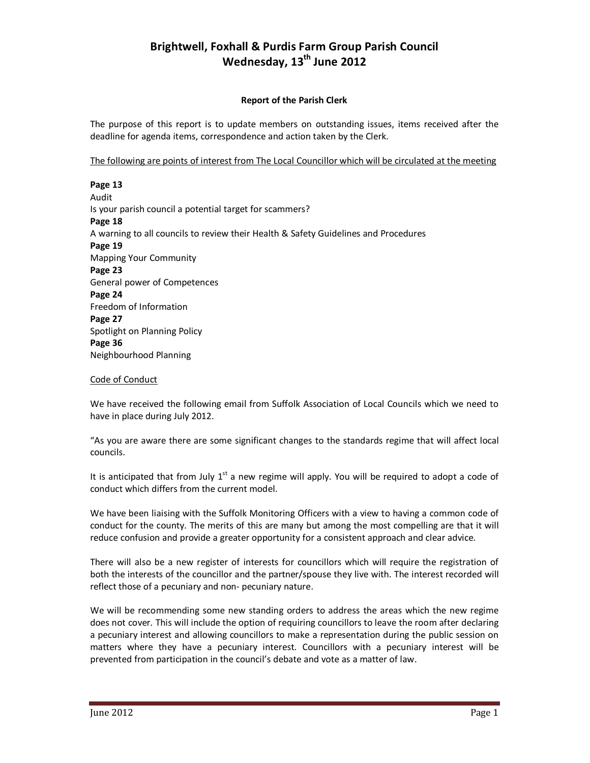# Brightwell, Foxhall & Purdis Farm Group Parish Council
# Wednesday, 13th June 2012

### Report of the Parish Clerk

The purpose of this report is to update members on outstanding issues, items received after the deadline for agenda items, correspondence and action taken by the Clerk.

The following are points of interest from The Local Councillor which will be circulated at the meeting

**Page 13**
Audit
Is your parish council a potential target for scammers?
**Page 18**
A warning to all councils to review their Health & Safety Guidelines and Procedures
**Page 19**
Mapping Your Community
**Page 23**
General power of Competences
**Page 24**
Freedom of Information
**Page 27**
Spotlight on Planning Policy
**Page 36**
Neighbourhood Planning

Code of Conduct

We have received the following email from Suffolk Association of Local Councils which we need to have in place during July 2012.

"As you are aware there are some significant changes to the standards regime that will affect local councils.

It is anticipated that from July 1st a new regime will apply. You will be required to adopt a code of conduct which differs from the current model.

We have been liaising with the Suffolk Monitoring Officers with a view to having a common code of conduct for the county. The merits of this are many but among the most compelling are that it will reduce confusion and provide a greater opportunity for a consistent approach and clear advice.

There will also be a new register of interests for councillors which will require the registration of both the interests of the councillor and the partner/spouse they live with. The interest recorded will reflect those of a pecuniary and non- pecuniary nature.

We will be recommending some new standing orders to address the areas which the new regime does not cover. This will include the option of requiring councillors to leave the room after declaring a pecuniary interest and allowing councillors to make a representation during the public session on matters where they have a pecuniary interest. Councillors with a pecuniary interest will be prevented from participation in the council's debate and vote as a matter of law.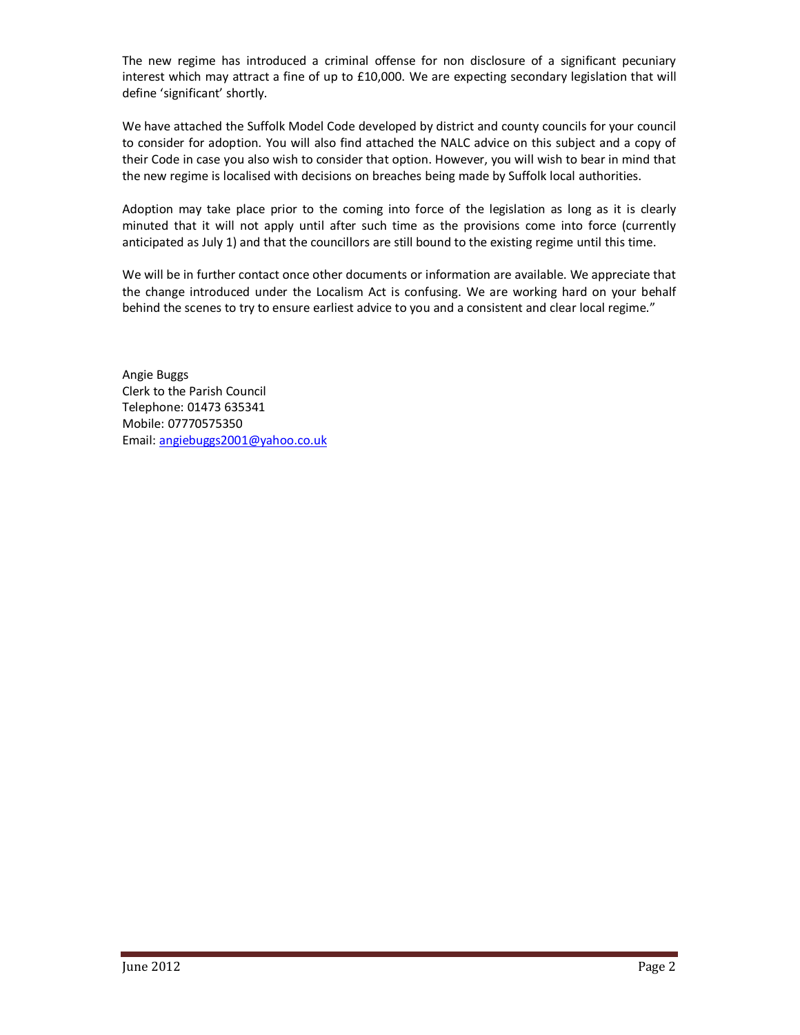The new regime has introduced a criminal offense for non disclosure of a significant pecuniary interest which may attract a fine of up to £10,000. We are expecting secondary legislation that will define 'significant' shortly.

We have attached the Suffolk Model Code developed by district and county councils for your council to consider for adoption. You will also find attached the NALC advice on this subject and a copy of their Code in case you also wish to consider that option. However, you will wish to bear in mind that the new regime is localised with decisions on breaches being made by Suffolk local authorities.

Adoption may take place prior to the coming into force of the legislation as long as it is clearly minuted that it will not apply until after such time as the provisions come into force (currently anticipated as July 1) and that the councillors are still bound to the existing regime until this time.

We will be in further contact once other documents or information are available. We appreciate that the change introduced under the Localism Act is confusing. We are working hard on your behalf behind the scenes to try to ensure earliest advice to you and a consistent and clear local regime."

Angie Buggs
Clerk to the Parish Council
Telephone: 01473 635341
Mobile: 07770575350
Email: angiebuggs2001@yahoo.co.uk